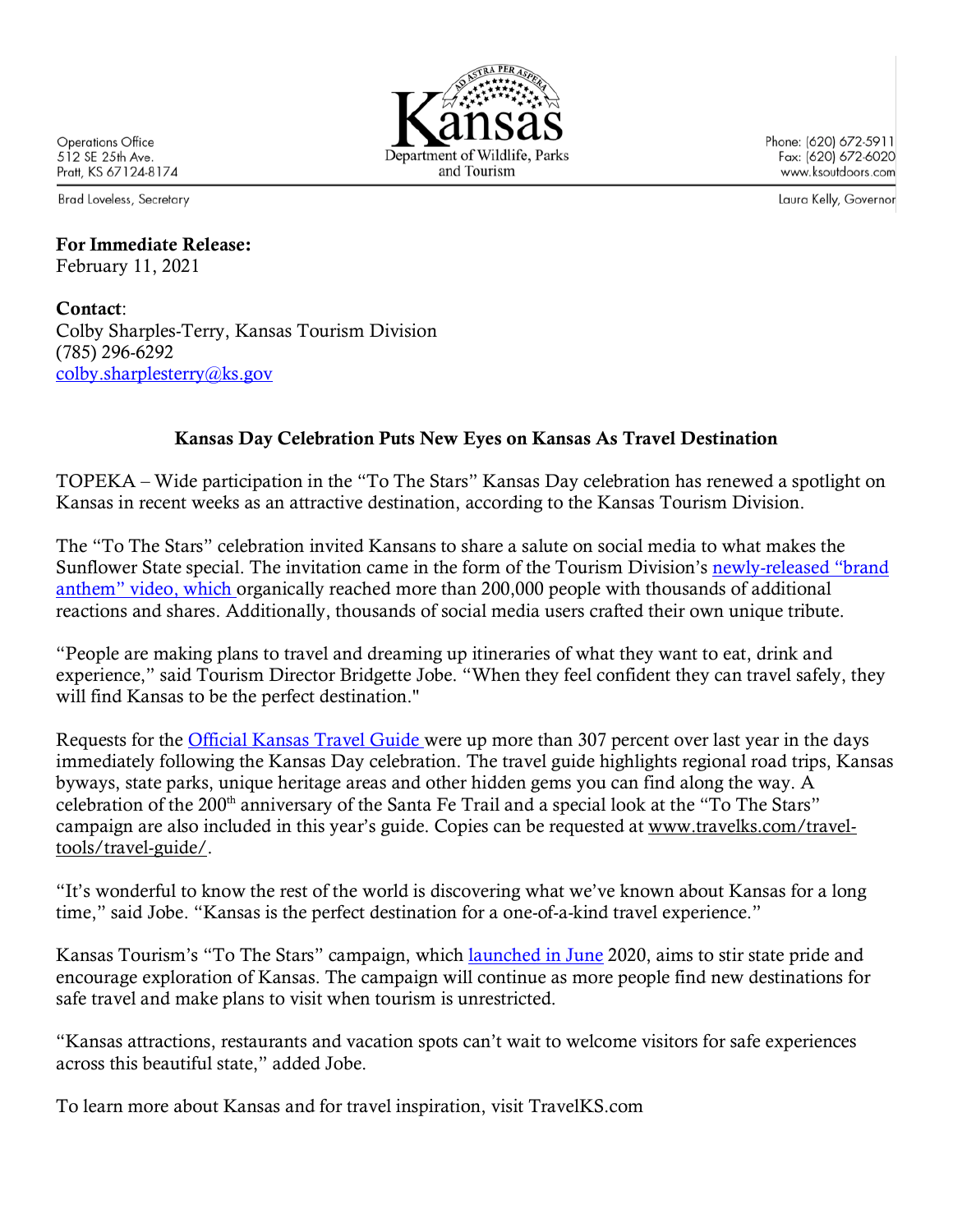Operations Office
512 SE 25th Ave.
Pratt, KS 67124-8174

Kansas
Department of Wildlife, Parks and Tourism

Phone: (620) 672-5911
Fax: (620) 672-6020
www.ksoutdoors.com

Brad Loveless, Secretary

Laura Kelly, Governor

**For Immediate Release:**
February 11, 2021

**Contact**:
Colby Sharples-Terry, Kansas Tourism Division
(785) 296-6292
colby.sharplesterry@ks.gov

**Kansas Day Celebration Puts New Eyes on Kansas As Travel Destination**

TOPEKA – Wide participation in the "To The Stars" Kansas Day celebration has renewed a spotlight on Kansas in recent weeks as an attractive destination, according to the Kansas Tourism Division.

The "To The Stars" celebration invited Kansans to share a salute on social media to what makes the Sunflower State special. The invitation came in the form of the Tourism Division's newly-released "brand anthem" video, which organically reached more than 200,000 people with thousands of additional reactions and shares. Additionally, thousands of social media users crafted their own unique tribute.

"People are making plans to travel and dreaming up itineraries of what they want to eat, drink and experience," said Tourism Director Bridgette Jobe. "When they feel confident they can travel safely, they will find Kansas to be the perfect destination."

Requests for the Official Kansas Travel Guide were up more than 307 percent over last year in the days immediately following the Kansas Day celebration. The travel guide highlights regional road trips, Kansas byways, state parks, unique heritage areas and other hidden gems you can find along the way. A celebration of the 200th anniversary of the Santa Fe Trail and a special look at the "To The Stars" campaign are also included in this year's guide. Copies can be requested at www.travelks.com/travel-tools/travel-guide/.

"It's wonderful to know the rest of the world is discovering what we've known about Kansas for a long time," said Jobe. "Kansas is the perfect destination for a one-of-a-kind travel experience."

Kansas Tourism's "To The Stars" campaign, which launched in June 2020, aims to stir state pride and encourage exploration of Kansas. The campaign will continue as more people find new destinations for safe travel and make plans to visit when tourism is unrestricted.

"Kansas attractions, restaurants and vacation spots can't wait to welcome visitors for safe experiences across this beautiful state," added Jobe.

To learn more about Kansas and for travel inspiration, visit TravelKS.com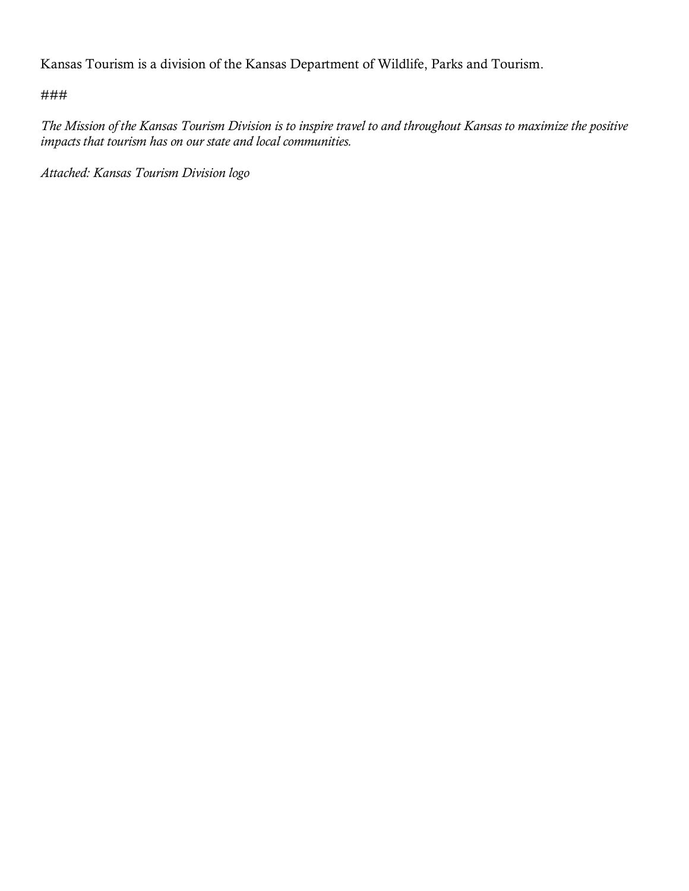Kansas Tourism is a division of the Kansas Department of Wildlife, Parks and Tourism.

###

*The Mission of the Kansas Tourism Division is to inspire travel to and throughout Kansas to maximize the positive impacts that tourism has on our state and local communities.*

*Attached: Kansas Tourism Division logo*